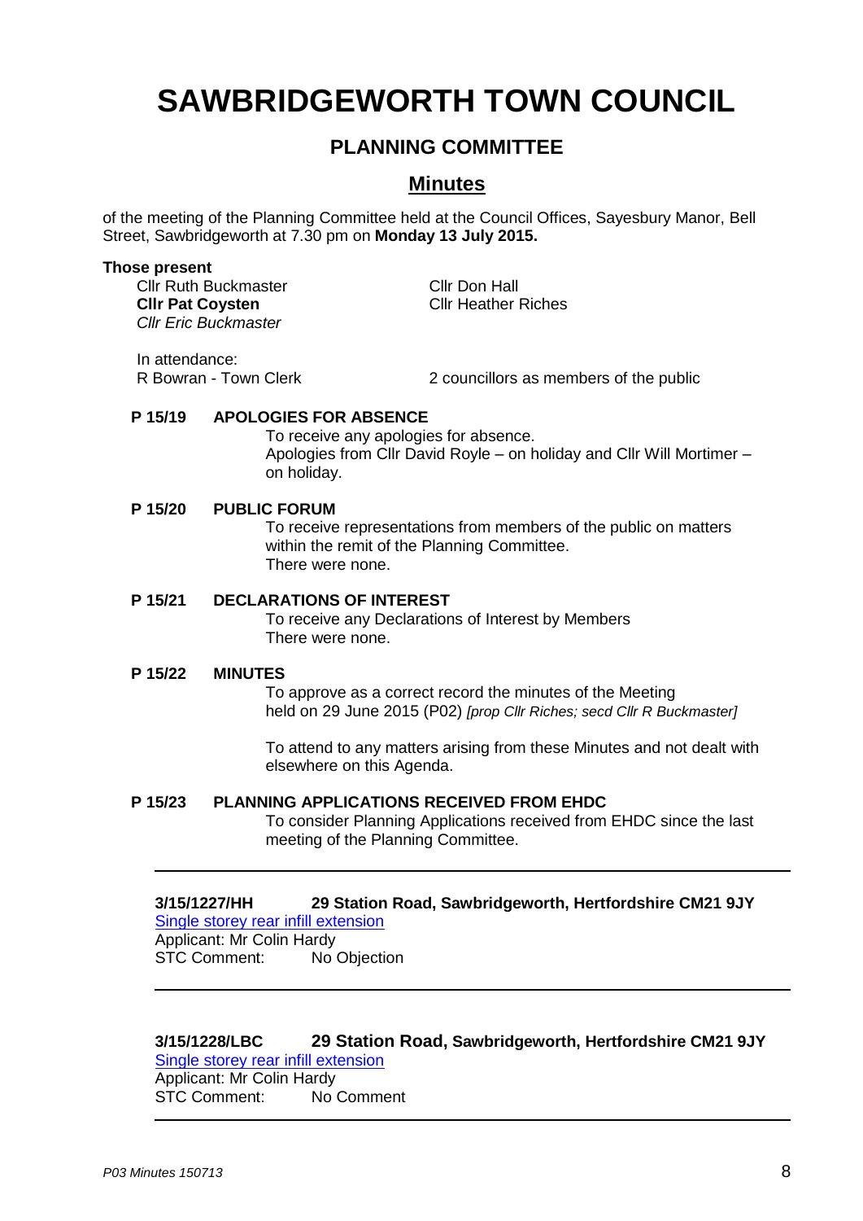# SAWBRIDGEWORTH TOWN COUNCIL

## PLANNING COMMITTEE

## Minutes

of the meeting of the Planning Committee held at the Council Offices, Sayesbury Manor, Bell Street, Sawbridgeworth at 7.30 pm on **Monday 13 July 2015.**

**Those present**

Cllr Ruth Buckmaster
**Cllr Pat Coysten**
*Cllr Eric Buckmaster*
Cllr Don Hall
Cllr Heather Riches

In attendance:
R Bowran - Town Clerk
2 councillors as members of the public

**P 15/19 APOLOGIES FOR ABSENCE**

To receive any apologies for absence.
Apologies from Cllr David Royle – on holiday and Cllr Will Mortimer – on holiday.

**P 15/20 PUBLIC FORUM**

To receive representations from members of the public on matters within the remit of the Planning Committee.
There were none.

**P 15/21 DECLARATIONS OF INTEREST**

To receive any Declarations of Interest by Members
There were none.

**P 15/22 MINUTES**

To approve as a correct record the minutes of the Meeting held on 29 June 2015 (P02) *[prop Cllr Riches; secd Cllr R Buckmaster]*

To attend to any matters arising from these Minutes and not dealt with elsewhere on this Agenda.

**P 15/23 PLANNING APPLICATIONS RECEIVED FROM EHDC**

To consider Planning Applications received from EHDC since the last meeting of the Planning Committee.

---

**3/15/1227/HH** **29 Station Road, Sawbridgeworth, Hertfordshire CM21 9JY**
Single storey rear infill extension
Applicant: Mr Colin Hardy
STC Comment: No Objection

---

**3/15/1228/LBC** **29 Station Road, Sawbridgeworth, Hertfordshire CM21 9JY**
Single storey rear infill extension
Applicant: Mr Colin Hardy
STC Comment: No Comment

---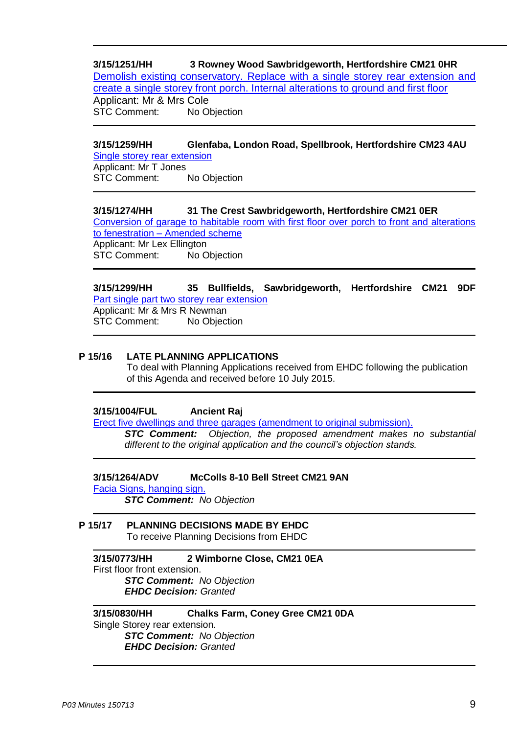**3/15/1251/HH 3 Rowney Wood Sawbridgeworth, Hertfordshire CM21 0HR**

Demolish existing conservatory. Replace with a single storey rear extension and create a single storey front porch. Internal alterations to ground and first floor

Applicant: Mr & Mrs Cole

STC Comment: No Objection

---

**3/15/1259/HH Glenfaba, London Road, Spellbrook, Hertfordshire CM23 4AU**

Single storey rear extension

Applicant: Mr T Jones

STC Comment: No Objection

---

**3/15/1274/HH 31 The Crest Sawbridgeworth, Hertfordshire CM21 0ER**

Conversion of garage to habitable room with first floor over porch to front and alterations to fenestration – Amended scheme

Applicant: Mr Lex Ellington

STC Comment: No Objection

---

**3/15/1299/HH 35 Bullfields, Sawbridgeworth, Hertfordshire CM21 9DF**

Part single part two storey rear extension

Applicant: Mr & Mrs R Newman

STC Comment: No Objection

---

**P 15/16 LATE PLANNING APPLICATIONS**

To deal with Planning Applications received from EHDC following the publication of this Agenda and received before 10 July 2015.

---

**3/15/1004/FUL Ancient Raj**

Erect five dwellings and three garages (amendment to original submission).

***STC Comment:*** *Objection, the proposed amendment makes no substantial different to the original application and the council's objection stands.*

---

**3/15/1264/ADV McColls 8-10 Bell Street CM21 9AN**

Facia Signs, hanging sign.

***STC Comment:*** *No Objection*

---

**P 15/17 PLANNING DECISIONS MADE BY EHDC**

To receive Planning Decisions from EHDC

---

**3/15/0773/HH 2 Wimborne Close, CM21 0EA**

First floor front extension.

***STC Comment:*** *No Objection*

***EHDC Decision:*** *Granted*

---

**3/15/0830/HH Chalks Farm, Coney Gree CM21 0DA**

Single Storey rear extension.

***STC Comment:*** *No Objection*

***EHDC Decision:*** *Granted*

---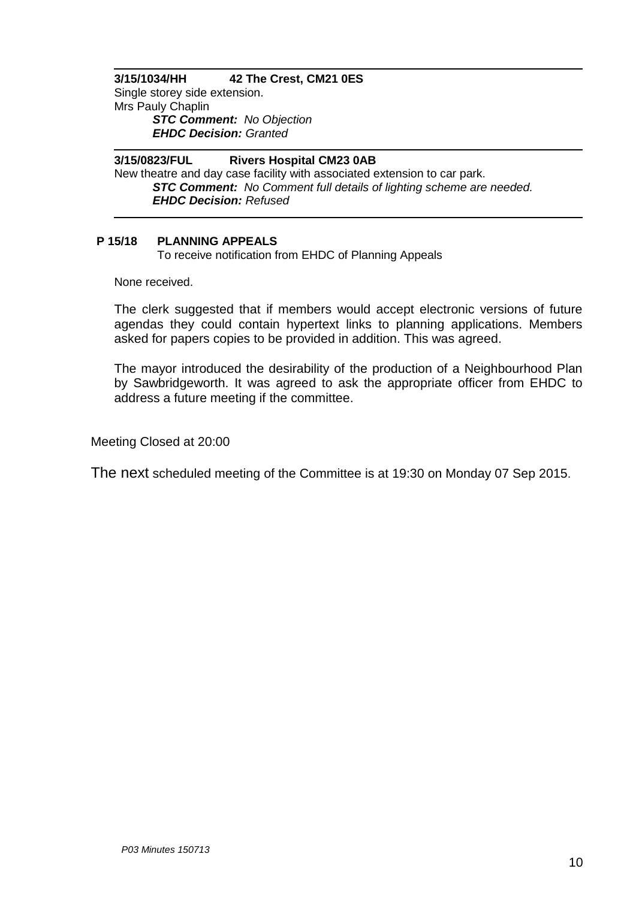---

**3/15/1034/HH 42 The Crest, CM21 0ES**

Single storey side extension.
Mrs Pauly Chaplin

***STC Comment:*** *No Objection*
***EHDC Decision:*** *Granted*

---

**3/15/0823/FUL Rivers Hospital CM23 0AB**

New theatre and day case facility with associated extension to car park.

***STC Comment:*** *No Comment full details of lighting scheme are needed.*
***EHDC Decision:*** *Refused*

---

**P 15/18 PLANNING APPEALS**

To receive notification from EHDC of Planning Appeals

None received.

The clerk suggested that if members would accept electronic versions of future agendas they could contain hypertext links to planning applications. Members asked for papers copies to be provided in addition. This was agreed.

The mayor introduced the desirability of the production of a Neighbourhood Plan by Sawbridgeworth. It was agreed to ask the appropriate officer from EHDC to address a future meeting if the committee.

Meeting Closed at 20:00

The next scheduled meeting of the Committee is at 19:30 on Monday 07 Sep 2015.

*P03 Minutes 150713*